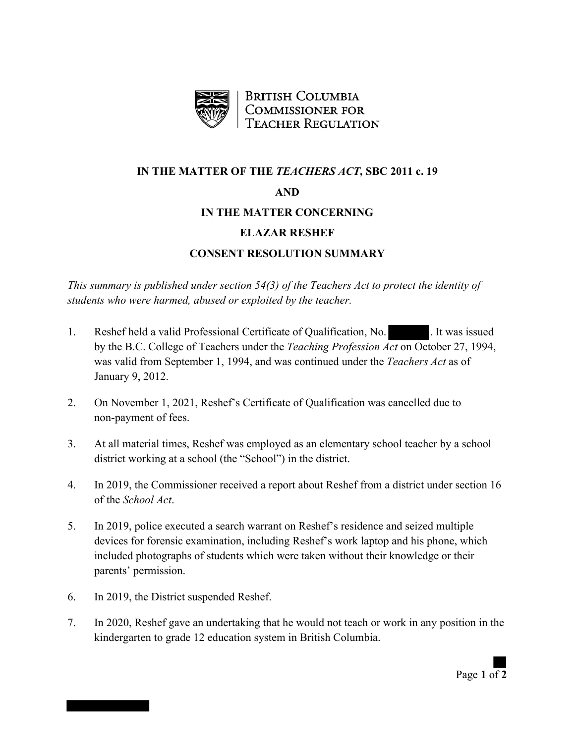BRITISH COLUMBIA
COMMISSIONER FOR
TEACHER REGULATION

**IN THE MATTER OF THE *TEACHERS ACT,* SBC 2011 c. 19**

**AND**

**IN THE MATTER CONCERNING**

**ELAZAR RESHEF**

**CONSENT RESOLUTION SUMMARY**

*This summary is published under section 54(3) of the Teachers Act to protect the identity of students who were harmed, abused or exploited by the teacher.*

1. Reshef held a valid Professional Certificate of Qualification, No. ██████. It was issued by the B.C. College of Teachers under the *Teaching Profession Act* on October 27, 1994, was valid from September 1, 1994, and was continued under the *Teachers Act* as of January 9, 2012.

2. On November 1, 2021, Reshef's Certificate of Qualification was cancelled due to non-payment of fees.

3. At all material times, Reshef was employed as an elementary school teacher by a school district working at a school (the "School") in the district.

4. In 2019, the Commissioner received a report about Reshef from a district under section 16 of the *School Act*.

5. In 2019, police executed a search warrant on Reshef's residence and seized multiple devices for forensic examination, including Reshef's work laptop and his phone, which included photographs of students which were taken without their knowledge or their parents' permission.

6. In 2019, the District suspended Reshef.

7. In 2020, Reshef gave an undertaking that he would not teach or work in any position in the kindergarten to grade 12 education system in British Columbia.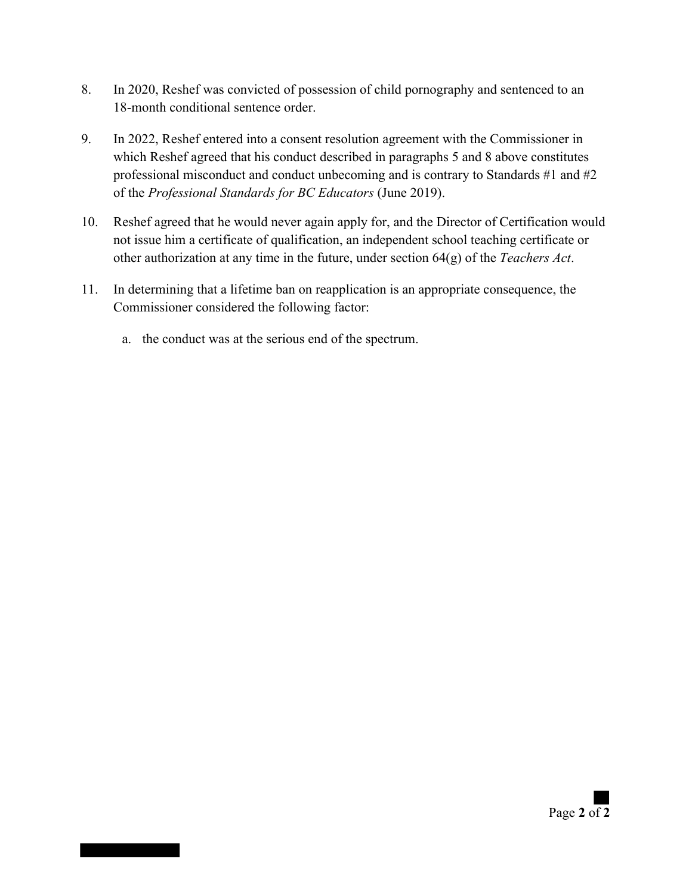8. In 2020, Reshef was convicted of possession of child pornography and sentenced to an 18-month conditional sentence order.

9. In 2022, Reshef entered into a consent resolution agreement with the Commissioner in which Reshef agreed that his conduct described in paragraphs 5 and 8 above constitutes professional misconduct and conduct unbecoming and is contrary to Standards #1 and #2 of the *Professional Standards for BC Educators* (June 2019).

10. Reshef agreed that he would never again apply for, and the Director of Certification would not issue him a certificate of qualification, an independent school teaching certificate or other authorization at any time in the future, under section 64(g) of the *Teachers Act*.

11. In determining that a lifetime ban on reapplication is an appropriate consequence, the Commissioner considered the following factor:

    a. the conduct was at the serious end of the spectrum.